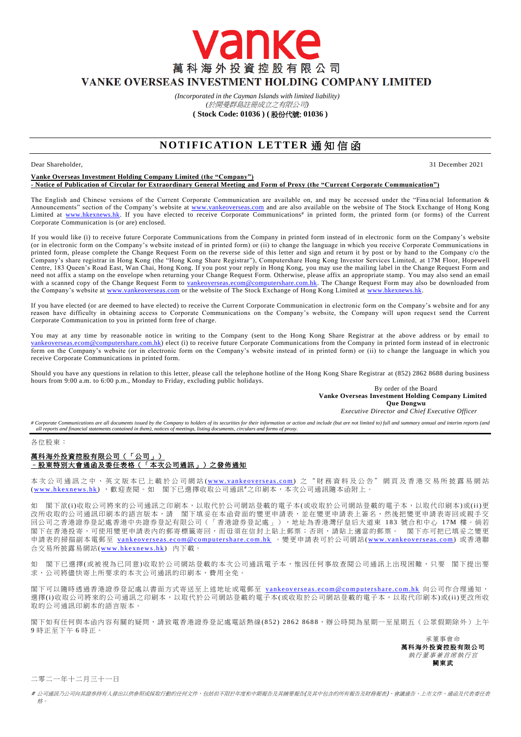# vanke

# 萬科海外投資控股有限公司

# VANKE OVERSEAS INVESTMENT HOLDING COMPANY LIMITED

*(Incorporated in the Cayman Islands with limited liability)*
*(於開曼群島註冊成立之有限公司)*
**( Stock Code: 01036 ) ( 股份代號: 01036 )**

## NOTIFICATION LETTER 通知信函

Dear Shareholder,

31 December 2021

**Vanke Overseas Investment Holding Company Limited (the "Company")**
**- Notice of Publication of Circular for Extraordinary General Meeting and Form of Proxy (the "Current Corporate Communication")**

The English and Chinese versions of the Current Corporate Communication are available on, and may be accessed under the "Financial Information & Announcements" section of the Company's website at www.vankeoverseas.com and are also available on the website of The Stock Exchange of Hong Kong Limited at www.hkexnews.hk. If you have elected to receive Corporate Communications# in printed form, the printed form (or forms) of the Current Corporate Communication is (or are) enclosed.

If you would like (i) to receive future Corporate Communications from the Company in printed form instead of in electronic form on the Company's website (or in electronic form on the Company's website instead of in printed form) or (ii) to change the language in which you receive Corporate Communications in printed form, please complete the Change Request Form on the reverse side of this letter and sign and return it by post or by hand to the Company c/o the Company's share registrar in Hong Kong (the "Hong Kong Share Registrar"), Computershare Hong Kong Investor Services Limited, at 17M Floor, Hopewell Centre, 183 Queen's Road East, Wan Chai, Hong Kong. If you post your reply in Hong Kong, you may use the mailing label in the Change Request Form and need not affix a stamp on the envelope when returning your Change Request Form. Otherwise, please affix an appropriate stamp. You may also send an email with a scanned copy of the Change Request Form to vankeoverseas.ecom@computershare.com.hk. The Change Request Form may also be downloaded from the Company's website at www.vankeoverseas.com or the website of The Stock Exchange of Hong Kong Limited at www.hkexnews.hk.

If you have elected (or are deemed to have elected) to receive the Current Corporate Communication in electronic form on the Company's website and for any reason have difficulty in obtaining access to Corporate Communications on the Company's website, the Company will upon request send the Current Corporate Communication to you in printed form free of charge.

You may at any time by reasonable notice in writing to the Company (sent to the Hong Kong Share Registrar at the above address or by email to vankeoverseas.ecom@computershare.com.hk) elect (i) to receive future Corporate Communications from the Company in printed form instead of in electronic form on the Company's website (or in electronic form on the Company's website instead of in printed form) or (ii) to change the language in which you receive Corporate Communications in printed form.

Should you have any questions in relation to this letter, please call the telephone hotline of the Hong Kong Share Registrar at (852) 2862 8688 during business hours from 9:00 a.m. to 6:00 p.m., Monday to Friday, excluding public holidays.

By order of the Board
**Vanke Overseas Investment Holding Company Limited**
**Que Dongwu**
*Executive Director and Chief Executive Officer*

*# Corporate Communications are all documents issued by the Company to holders of its securities for their information or action and include (but are not limited to) full and summary annual and interim reports (and all reports and financial statements contained in them), notices of meetings, listing documents, circulars and forms of proxy.*

---

各位股東：

**萬科海外投資控股有限公司（「公司」）**
**－股東特別大會通函及委任表格（「本次公司通訊」）之發佈通知**

本次公司通訊之中、英文版本已上載於公司網站(www.vankeoverseas.com)之"財務資料及公告"網頁及香港交易所披露易網站(www.hkexnews.hk)，歡迎查閱。如　閣下已選擇收取公司通訊#之印刷本，本次公司通訊隨本函附上。

如　閣下欲(i)收取公司將來的公司通訊之印刷本，以取代於公司網站登載的電子本(或收取於公司網站登載的電子本，以取代印刷本)或(ii)更改所收取的公司通訊印刷本的語言版本，請　閣下填妥在本函背面的變更申請表，並在變更申請表上簽名，然後把變更申請表寄回或親手交回公司之香港證券登記處香港中央證券登記有限公司（「香港證券登記處」），地址為香港灣仔皇后大道東 183 號合和中心 17M 樓。倘若閣下在香港投寄，可使用變更申請表內的郵寄標籤寄回，而毋須在信封上貼上郵票；否則，請貼上適當的郵票。　閣下亦可把已填妥之變更申請表的掃描副本電郵至 vankeoverseas.ecom@computershare.com.hk 。變更申請表可於公司網站(www.vankeoverseas.com) 或香港聯合交易所披露易網站(www.hkexnews.hk) 內下載。

如　閣下已選擇(或被視為已同意)收取於公司網站登載的本次公司通訊電子本，惟因任何事故查閱公司通訊上出現困難，只要　閣下提出要求，公司將儘快寄上所要求的本次公司通訊的印刷本，費用全免。

閣下可以隨時透過香港證券登記處以書面方式寄送至上述地址或電郵至 vankeoverseas.ecom@computershare.com.hk 向公司作合理通知，選擇(i)收取公司將來的公司通訊之印刷本，以取代於公司網站登載的電子本(或收取於公司網站登載的電子本，以取代印刷本)或(ii)更改所收取的公司通訊印刷本的語言版本。

閣下如有任何與本函內容有關的疑問，請致電香港證券登記處電話熱線(852) 2862 8688，辦公時間為星期一至星期五（公眾假期除外）上午9 時正至下午 6 時正。

承董事會命
**萬科海外投資控股有限公司**
*執行董事兼首席執行官*
**闕東武**

二零二一年十二月三十一日

*# 公司通訊乃公司向其證券持有人發出以供參照或採取行動的任何文件，包括但不限於年度和中期報告及其摘要報告(及其中包含的所有報告及財務報表)、會議通告、上市文件、通函及代表委任表格。*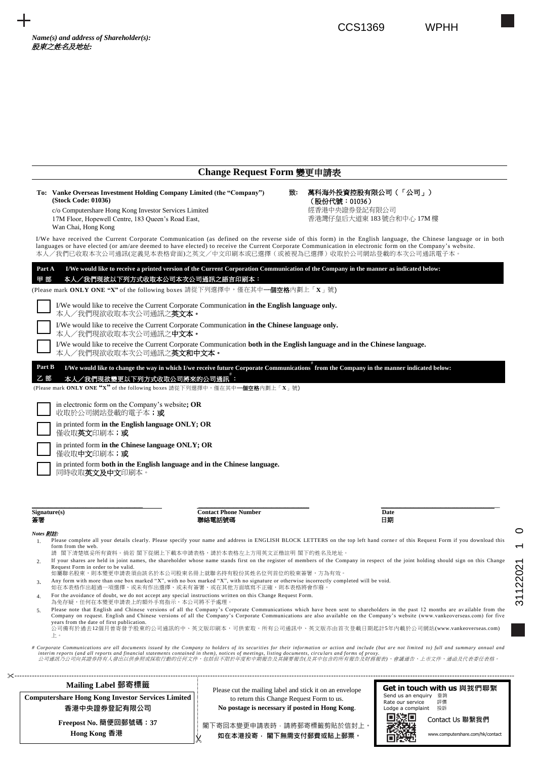CCS1369 WPHH

*Name(s) and address of Shareholder(s):*
*股東之姓名及地址:*

# Change Request Form 變更申請表

**To: Vanke Overseas Investment Holding Company Limited (the "Company") (Stock Code: 01036)**
c/o Computershare Hong Kong Investor Services Limited
17M Floor, Hopewell Centre, 183 Queen's Road East,
Wan Chai, Hong Kong

**致: 萬科海外投資控股有限公司（「公司」）（股份代號：01036）**
經香港中央證券登記有限公司
香港灣仔皇后大道東183號合和中心17M樓

I/We have received the Current Corporate Communication (as defined on the reverse side of this form) in the English language, the Chinese language or in both languages or have elected (or am/are deemed to have elected) to receive the Current Corporate Communication in electronic form on the Company's website.
本人／我們已收取本次公司通訊(定義見本表格背面)之英文／中文印刷本或已選擇（或被視為已選擇）收取於公司網站登載的本次公司通訊電子本。

**Part A I/We would like to receive a printed version of the Current Corporation Communication of the Company in the manner as indicated below:**
**甲部 本人／我們現欲以下列方式收取本公司本次公司通訊之語言印刷本：**

(Please mark **ONLY ONE "X"** of the following boxes 請從下列選擇中，僅在其中**一個空格**內劃上「**X**」號)

- ☐ I/We would like to receive the Current Corporate Communication **in the English language only.**
  本人／我們現欲收取本次公司通訊之**英文本。**
- ☐ I/We would like to receive the Current Corporate Communication **in the Chinese language only.**
  本人／我們現欲收取本次公司通訊之**中文本。**
- ☐ I/We would like to receive the Current Corporate Communication **both in the English language and in the Chinese language.**
  本人／我們現欲收取本次公司通訊之**英文和中文本。**

**Part B I/We would like to change the way in which I/we receive future Corporate Communications# from the Company in the manner indicated below:**
**乙部 本人／我們現欲變更以下列方式收取公司將來的公司通訊#：**

(Please mark **ONLY ONE "X"** of the following boxes 請從下列選擇中，僅在其中**一個空格**內劃上「**X**」號)

- ☐ in electronic form on the Company's website**; OR**
  收取於公司網站登載的電子本**；或**
- ☐ in printed form **in the English language ONLY; OR**
  僅收取**英文**印刷本**；或**
- ☐ in printed form **in the Chinese language ONLY; OR**
  僅收取**中文**印刷本**；或**
- ☐ in printed form **both in the English language and in the Chinese language.**
  同時收取**英文及中文**印刷本。

| Signature(s) 簽署 | Contact Phone Number 聯絡電話號碼 | Date 日期 |
|---|---|---|
| | | |

*Notes 附註:*

1. Please complete all your details clearly. Please specify your name and address in ENGLISH BLOCK LETTERS on the top left hand corner of this Request Form if you download this form from the web.
   請 閣下清楚填妥所有資料。倘若 閣下從網上下載本申請表格，請於本表格左上方用英文正楷註明 閣下的姓名及地址。
2. If your shares are held in joint names, the shareholder whose name stands first on the register of members of the Company in respect of the joint holding should sign on this Change Request Form in order to be valid.
   如屬聯名股東，則本變更申請表須由該名於本公司股東名冊上就聯名持有股份其姓名位列首位的股東簽署，方為有效。
3. Any form with more than one box marked "X", with no box marked "X", with no signature or otherwise incorrectly completed will be void.
   如在本表格作出超過一項選擇，或未有作出選擇，或未有簽署，或在其他方面填寫不正確，則本表格將會作廢。
4. For the avoidance of doubt, we do not accept any special instructions written on this Change Request Form.
   為免存疑，任何在本變更申請表上的額外手寫指示，本公司將不予處理。
5. Please note that English and Chinese versions of all the Company's Corporate Communications which have been sent to shareholders in the past 12 months are available from the Company on request. English and Chinese versions of all the Company's Corporate Communications are also available on the Company's website (www.vankeoverseas.com) for five years from the date of first publication.
   公司備有於過去12個月曾寄發予股東的公司通訊的中、英文版印刷本，可供索取。所有公司通訊中、英文版亦由首次登載日期起計5年內載於公司網站(www.vankeoverseas.com)上。

*# Corporate Communications are all documents issued by the Company to holders of its securities for their information or action and include (but are not limited to) full and summary annual and interim reports (and all reports and financial statements contained in them), notices of meetings, listing documents, circulars and forms of proxy.*
*公司通訊乃公司向其證券持有人發出以供參照或採取行動的任何文件，包括但不限於年度和中期報告及其摘要報告(及其中包含的所有報告及財務報表)、會議通告、上市文件、通函及代表委任表格。*

---

**Mailing Label 郵寄標籤**

**Computershare Hong Kong Investor Services Limited**
**香港中央證券登記有限公司**
**Freepost No. 簡便回郵號碼：37**
**Hong Kong 香港**

Please cut the mailing label and stick it on an envelope to return this Change Request Form to us.
**No postage is necessary if posted in Hong Kong**.
閣下寄回本變更申請表時，請將郵寄標籤剪貼於信封上。
**如在本港投寄， 閣下無需支付郵費或貼上郵票。**

**Get in touch with us 與我們聯繫**
Send us an enquiry 查詢
Rate our service 評價
Lodge a complaint 投訴
Contact Us 聯繫我們
www.computershare.com/hk/contact

31122021 1 0